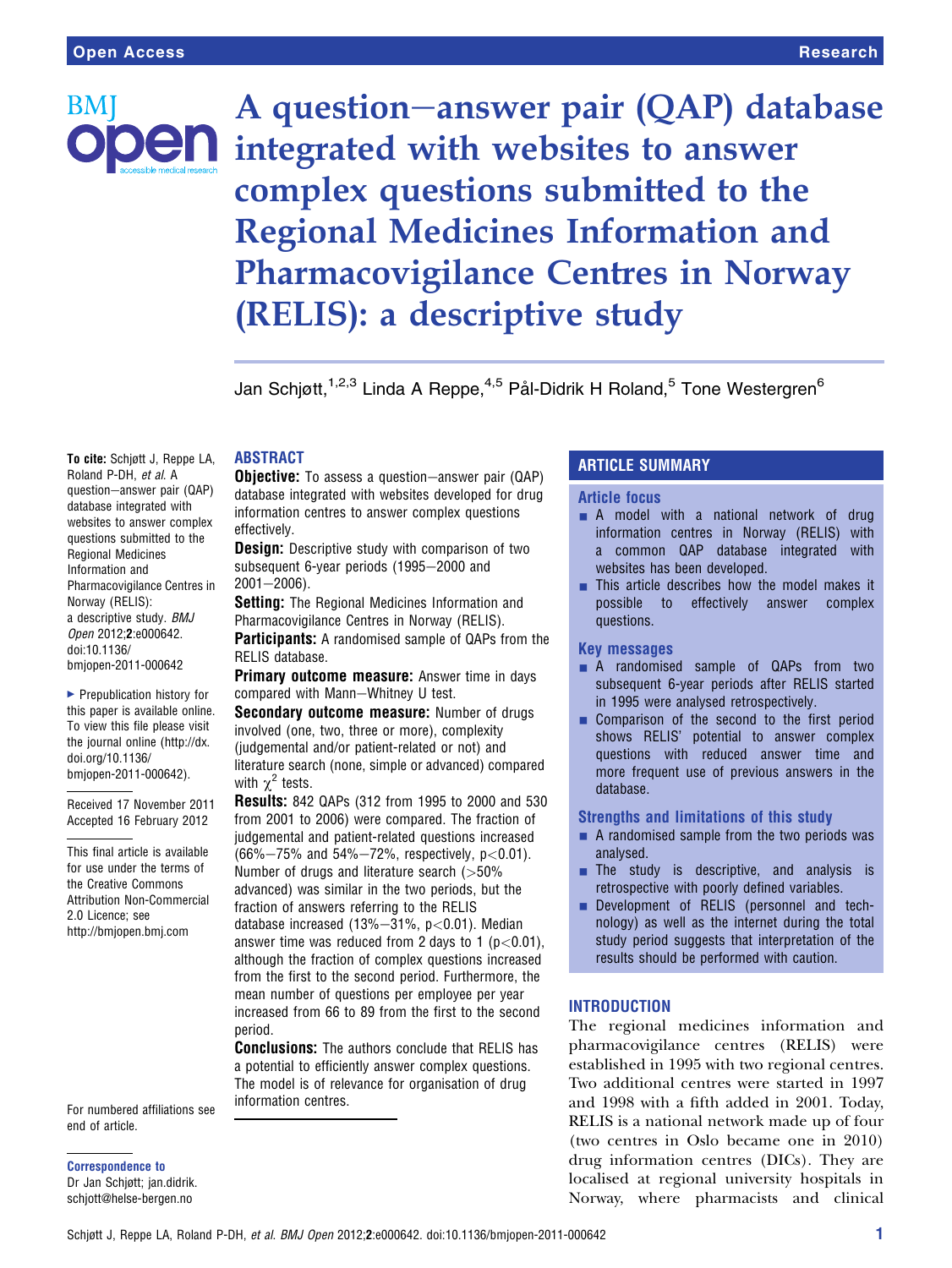# A question–answer pair (QAP) database integrated with websites to answer complex questions submitted to the Regional Medicines Information and Pharmacovigilance Centres in Norway (RELIS): a descriptive study

Jan Schjøtt,[1,2,3] Linda A Reppe,[4,5] Pål-Didrik H Roland,[5] Tone Westergren[6]

**To cite:** Schjøtt J, Reppe LA, Roland P-DH, *et al*. A question–answer pair (QAP) database integrated with websites to answer complex questions submitted to the Regional Medicines Information and Pharmacovigilance Centres in Norway (RELIS): a descriptive study. *BMJ Open* 2012;**2**:e000642. doi:10.1136/bmjopen-2011-000642

▸ Prepublication history for this paper is available online. To view this file please visit the journal online (http://dx.doi.org/10.1136/bmjopen-2011-000642).

Received 17 November 2011
Accepted 16 February 2012

This final article is available for use under the terms of the Creative Commons Attribution Non-Commercial 2.0 Licence; see http://bmjopen.bmj.com

For numbered affiliations see end of article.

**Correspondence to**
Dr Jan Schjøtt; jan.didrik.schjott@helse-bergen.no

## ABSTRACT

**Objective:** To assess a question–answer pair (QAP) database integrated with websites developed for drug information centres to answer complex questions effectively.

**Design:** Descriptive study with comparison of two subsequent 6-year periods (1995–2000 and 2001–2006).

**Setting:** The Regional Medicines Information and Pharmacovigilance Centres in Norway (RELIS).

**Participants:** A randomised sample of QAPs from the RELIS database.

**Primary outcome measure:** Answer time in days compared with Mann–Whitney U test.

**Secondary outcome measure:** Number of drugs involved (one, two, three or more), complexity (judgemental and/or patient-related or not) and literature search (none, simple or advanced) compared with $\chi^2$ tests.

**Results:** 842 QAPs (312 from 1995 to 2000 and 530 from 2001 to 2006) were compared. The fraction of judgemental and patient-related questions increased (66%–75% and 54%–72%, respectively, $p<0.01$). Number of drugs and literature search (>50% advanced) was similar in the two periods, but the fraction of answers referring to the RELIS database increased (13%–31%, $p<0.01$). Median answer time was reduced from 2 days to 1 ($p<0.01$), although the fraction of complex questions increased from the first to the second period. Furthermore, the mean number of questions per employee per year increased from 66 to 89 from the first to the second period.

**Conclusions:** The authors conclude that RELIS has a potential to efficiently answer complex questions. The model is of relevance for organisation of drug information centres.

## ARTICLE SUMMARY

### Article focus

- A model with a national network of drug information centres in Norway (RELIS) with a common QAP database integrated with websites has been developed.
- This article describes how the model makes it possible to effectively answer complex questions.

### Key messages

- A randomised sample of QAPs from two subsequent 6-year periods after RELIS started in 1995 were analysed retrospectively.
- Comparison of the second to the first period shows RELIS' potential to answer complex questions with reduced answer time and more frequent use of previous answers in the database.

### Strengths and limitations of this study

- A randomised sample from the two periods was analysed.
- The study is descriptive, and analysis is retrospective with poorly defined variables.
- Development of RELIS (personnel and technology) as well as the internet during the total study period suggests that interpretation of the results should be performed with caution.

## INTRODUCTION

The regional medicines information and pharmacovigilance centres (RELIS) were established in 1995 with two regional centres. Two additional centres were started in 1997 and 1998 with a fifth added in 2001. Today, RELIS is a national network made up of four (two centres in Oslo became one in 2010) drug information centres (DICs). They are localised at regional university hospitals in Norway, where pharmacists and clinical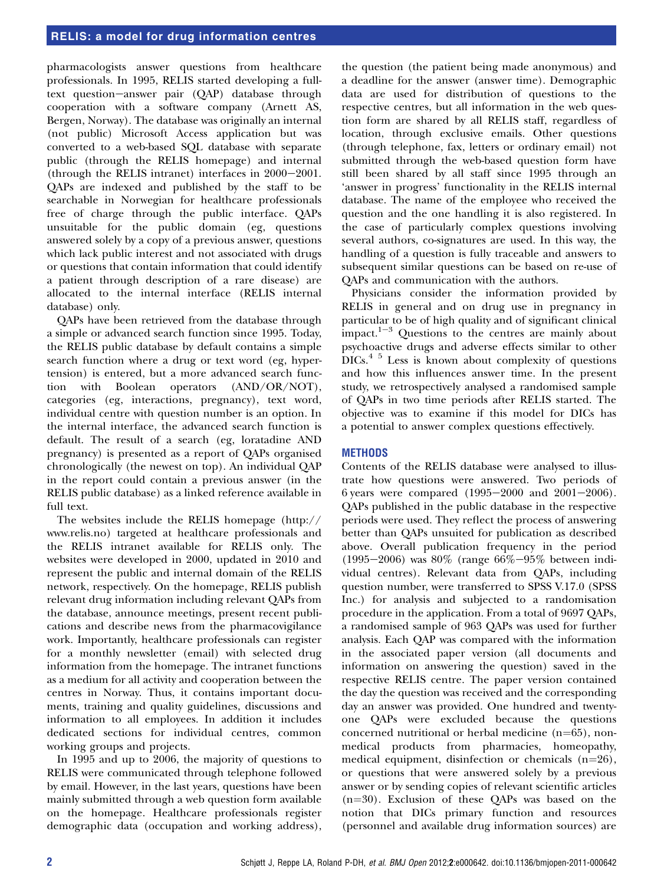pharmacologists answer questions from healthcare professionals. In 1995, RELIS started developing a full-text question–answer pair (QAP) database through cooperation with a software company (Arnett AS, Bergen, Norway). The database was originally an internal (not public) Microsoft Access application but was converted to a web-based SQL database with separate public (through the RELIS homepage) and internal (through the RELIS intranet) interfaces in 2000–2001. QAPs are indexed and published by the staff to be searchable in Norwegian for healthcare professionals free of charge through the public interface. QAPs unsuitable for the public domain (eg, questions answered solely by a copy of a previous answer, questions which lack public interest and not associated with drugs or questions that contain information that could identify a patient through description of a rare disease) are allocated to the internal interface (RELIS internal database) only.

QAPs have been retrieved from the database through a simple or advanced search function since 1995. Today, the RELIS public database by default contains a simple search function where a drug or text word (eg, hypertension) is entered, but a more advanced search function with Boolean operators (AND/OR/NOT), categories (eg, interactions, pregnancy), text word, individual centre with question number is an option. In the internal interface, the advanced search function is default. The result of a search (eg, loratadine AND pregnancy) is presented as a report of QAPs organised chronologically (the newest on top). An individual QAP in the report could contain a previous answer (in the RELIS public database) as a linked reference available in full text.

The websites include the RELIS homepage (http://www.relis.no) targeted at healthcare professionals and the RELIS intranet available for RELIS only. The websites were developed in 2000, updated in 2010 and represent the public and internal domain of the RELIS network, respectively. On the homepage, RELIS publish relevant drug information including relevant QAPs from the database, announce meetings, present recent publications and describe news from the pharmacovigilance work. Importantly, healthcare professionals can register for a monthly newsletter (email) with selected drug information from the homepage. The intranet functions as a medium for all activity and cooperation between the centres in Norway. Thus, it contains important documents, training and quality guidelines, discussions and information to all employees. In addition it includes dedicated sections for individual centres, common working groups and projects.

In 1995 and up to 2006, the majority of questions to RELIS were communicated through telephone followed by email. However, in the last years, questions have been mainly submitted through a web question form available on the homepage. Healthcare professionals register demographic data (occupation and working address), the question (the patient being made anonymous) and a deadline for the answer (answer time). Demographic data are used for distribution of questions to the respective centres, but all information in the web question form are shared by all RELIS staff, regardless of location, through exclusive emails. Other questions (through telephone, fax, letters or ordinary email) not submitted through the web-based question form have still been shared by all staff since 1995 through an 'answer in progress' functionality in the RELIS internal database. The name of the employee who received the question and the one handling it is also registered. In the case of particularly complex questions involving several authors, co-signatures are used. In this way, the handling of a question is fully traceable and answers to subsequent similar questions can be based on re-use of QAPs and communication with the authors.

Physicians consider the information provided by RELIS in general and on drug use in pregnancy in particular to be of high quality and of significant clinical impact.[1–3] Questions to the centres are mainly about psychoactive drugs and adverse effects similar to other DICs.[4 5] Less is known about complexity of questions and how this influences answer time. In the present study, we retrospectively analysed a randomised sample of QAPs in two time periods after RELIS started. The objective was to examine if this model for DICs has a potential to answer complex questions effectively.

## METHODS

Contents of the RELIS database were analysed to illustrate how questions were answered. Two periods of 6 years were compared (1995–2000 and 2001–2006). QAPs published in the public database in the respective periods were used. They reflect the process of answering better than QAPs unsuited for publication as described above. Overall publication frequency in the period (1995–2006) was 80% (range 66%–95% between individual centres). Relevant data from QAPs, including question number, were transferred to SPSS V.17.0 (SPSS Inc.) for analysis and subjected to a randomisation procedure in the application. From a total of 9697 QAPs, a randomised sample of 963 QAPs was used for further analysis. Each QAP was compared with the information in the associated paper version (all documents and information on answering the question) saved in the respective RELIS centre. The paper version contained the day the question was received and the corresponding day an answer was provided. One hundred and twenty-one QAPs were excluded because the questions concerned nutritional or herbal medicine (n=65), non-medical products from pharmacies, homeopathy, medical equipment, disinfection or chemicals (n=26), or questions that were answered solely by a previous answer or by sending copies of relevant scientific articles (n=30). Exclusion of these QAPs was based on the notion that DICs primary function and resources (personnel and available drug information sources) are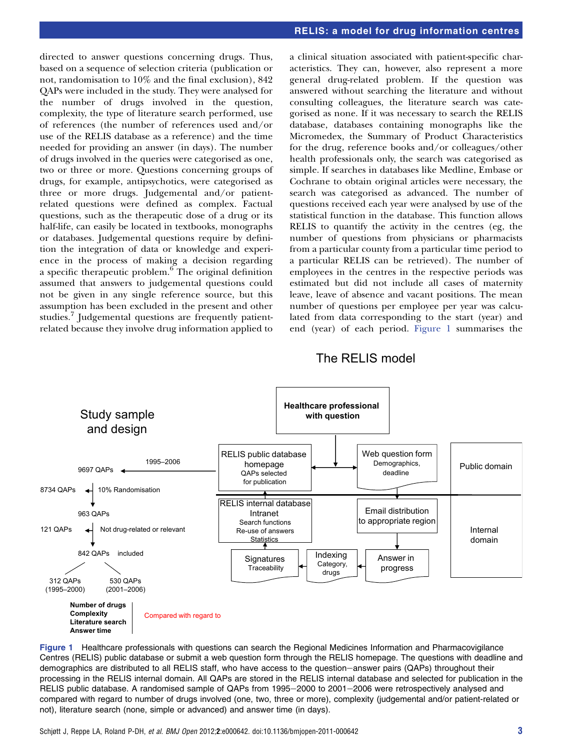directed to answer questions concerning drugs. Thus, based on a sequence of selection criteria (publication or not, randomisation to 10% and the final exclusion), 842 QAPs were included in the study. They were analysed for the number of drugs involved in the question, complexity, the type of literature search performed, use of references (the number of references used and/or use of the RELIS database as a reference) and the time needed for providing an answer (in days). The number of drugs involved in the queries were categorised as one, two or three or more. Questions concerning groups of drugs, for example, antipsychotics, were categorised as three or more drugs. Judgemental and/or patient-related questions were defined as complex. Factual questions, such as the therapeutic dose of a drug or its half-life, can easily be located in textbooks, monographs or databases. Judgemental questions require by definition the integration of data or knowledge and experience in the process of making a decision regarding a specific therapeutic problem.[6] The original definition assumed that answers to judgemental questions could not be given in any single reference source, but this assumption has been excluded in the present and other studies.[7] Judgemental questions are frequently patient-related because they involve drug information applied to a clinical situation associated with patient-specific characteristics. They can, however, also represent a more general drug-related problem. If the question was answered without searching the literature and without consulting colleagues, the literature search was categorised as none. If it was necessary to search the RELIS database, databases containing monographs like the Micromedex, the Summary of Product Characteristics for the drug, reference books and/or colleagues/other health professionals only, the search was categorised as simple. If searches in databases like Medline, Embase or Cochrane to obtain original articles were necessary, the search was categorised as advanced. The number of questions received each year were analysed by use of the statistical function in the database. This function allows RELIS to quantify the activity in the centres (eg, the number of questions from physicians or pharmacists from a particular county from a particular time period to a particular RELIS can be retrieved). The number of employees in the centres in the respective periods was estimated but did not include all cases of maternity leave, leave of absence and vacant positions. The mean number of questions per employee per year was calculated from data corresponding to the start (year) and end (year) of each period. Figure 1 summarises the

The RELIS model

Study sample and design

Healthcare professional with question

RELIS public database homepage
QAPs selected for publication

Web question form
Demographics, deadline

Public domain

1995–2006

9697 QAPs

8734 QAPs — 10% Randomisation

963 QAPs

121 QAPs — Not drug-related or relevant

842 QAPs included

312 QAPs (1995–2000)

530 QAPs (2001–2006)

Number of drugs
Complexity
Literature search
Answer time

Compared with regard to

RELIS internal database
Intranet
Search functions
Re-use of answers
Statistics

Email distribution to appropriate region

Internal domain

Signatures
Traceability

Indexing
Category, drugs

Answer in progress

**Figure 1** Healthcare professionals with questions can search the Regional Medicines Information and Pharmacovigilance Centres (RELIS) public database or submit a web question form through the RELIS homepage. The questions with deadline and demographics are distributed to all RELIS staff, who have access to the question−answer pairs (QAPs) throughout their processing in the RELIS internal domain. All QAPs are stored in the RELIS internal database and selected for publication in the RELIS public database. A randomised sample of QAPs from 1995−2000 to 2001−2006 were retrospectively analysed and compared with regard to number of drugs involved (one, two, three or more), complexity (judgemental and/or patient-related or not), literature search (none, simple or advanced) and answer time (in days).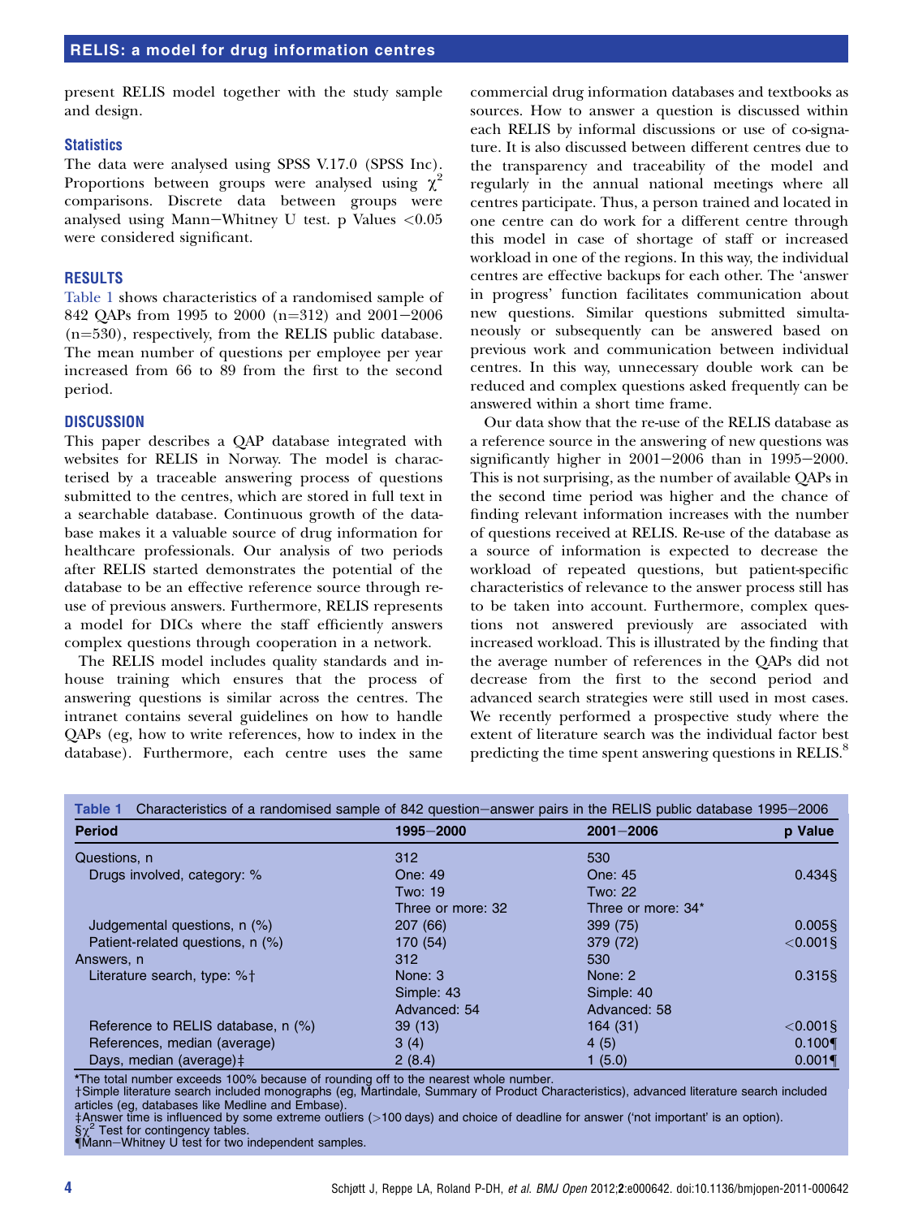present RELIS model together with the study sample and design.

### Statistics

The data were analysed using SPSS V.17.0 (SPSS Inc). Proportions between groups were analysed using $\chi^2$ comparisons. Discrete data between groups were analysed using Mann–Whitney U test. p Values <0.05 were considered significant.

## RESULTS

Table 1 shows characteristics of a randomised sample of 842 QAPs from 1995 to 2000 (n=312) and 2001–2006 (n=530), respectively, from the RELIS public database. The mean number of questions per employee per year increased from 66 to 89 from the first to the second period.

## DISCUSSION

This paper describes a QAP database integrated with websites for RELIS in Norway. The model is characterised by a traceable answering process of questions submitted to the centres, which are stored in full text in a searchable database. Continuous growth of the database makes it a valuable source of drug information for healthcare professionals. Our analysis of two periods after RELIS started demonstrates the potential of the database to be an effective reference source through re-use of previous answers. Furthermore, RELIS represents a model for DICs where the staff efficiently answers complex questions through cooperation in a network.

The RELIS model includes quality standards and in-house training which ensures that the process of answering questions is similar across the centres. The intranet contains several guidelines on how to handle QAPs (eg, how to write references, how to index in the database). Furthermore, each centre uses the same commercial drug information databases and textbooks as sources. How to answer a question is discussed within each RELIS by informal discussions or use of co-signature. It is also discussed between different centres due to the transparency and traceability of the model and regularly in the annual national meetings where all centres participate. Thus, a person trained and located in one centre can do work for a different centre through this model in case of shortage of staff or increased workload in one of the regions. In this way, the individual centres are effective backups for each other. The 'answer in progress' function facilitates communication about new questions. Similar questions submitted simultaneously or subsequently can be answered based on previous work and communication between individual centres. In this way, unnecessary double work can be reduced and complex questions asked frequently can be answered within a short time frame.

Our data show that the re-use of the RELIS database as a reference source in the answering of new questions was significantly higher in 2001–2006 than in 1995–2000. This is not surprising, as the number of available QAPs in the second time period was higher and the chance of finding relevant information increases with the number of questions received at RELIS. Re-use of the database as a source of information is expected to decrease the workload of repeated questions, but patient-specific characteristics of relevance to the answer process still has to be taken into account. Furthermore, complex questions not answered previously are associated with increased workload. This is illustrated by the finding that the average number of references in the QAPs did not decrease from the first to the second period and advanced search strategies were still used in most cases. We recently performed a prospective study where the extent of literature search was the individual factor best predicting the time spent answering questions in RELIS.[8]

**Table 1** Characteristics of a randomised sample of 842 question–answer pairs in the RELIS public database 1995–2006

| Period | 1995–2000 | 2001–2006 | p Value |
|---|---|---|---|
| Questions, n | 312 | 530 | |
| Drugs involved, category: % | One: 49 | One: 45 | 0.434§ |
| | Two: 19 | Two: 22 | |
| | Three or more: 32 | Three or more: 34* | |
| Judgemental questions, n (%) | 207 (66) | 399 (75) | 0.005§ |
| Patient-related questions, n (%) | 170 (54) | 379 (72) | <0.001§ |
| Answers, n | 312 | 530 | |
| Literature search, type: %† | None: 3 | None: 2 | 0.315§ |
| | Simple: 43 | Simple: 40 | |
| | Advanced: 54 | Advanced: 58 | |
| Reference to RELIS database, n (%) | 39 (13) | 164 (31) | <0.001§ |
| References, median (average) | 3 (4) | 4 (5) | 0.100¶ |
| Days, median (average)‡ | 2 (8.4) | 1 (5.0) | 0.001¶ |

*The total number exceeds 100% because of rounding off to the nearest whole number.
†Simple literature search included monographs (eg, Martindale, Summary of Product Characteristics), advanced literature search included articles (eg, databases like Medline and Embase).
‡Answer time is influenced by some extreme outliers (>100 days) and choice of deadline for answer ('not important' is an option).
§$\chi^2$ Test for contingency tables.
¶Mann–Whitney U test for two independent samples.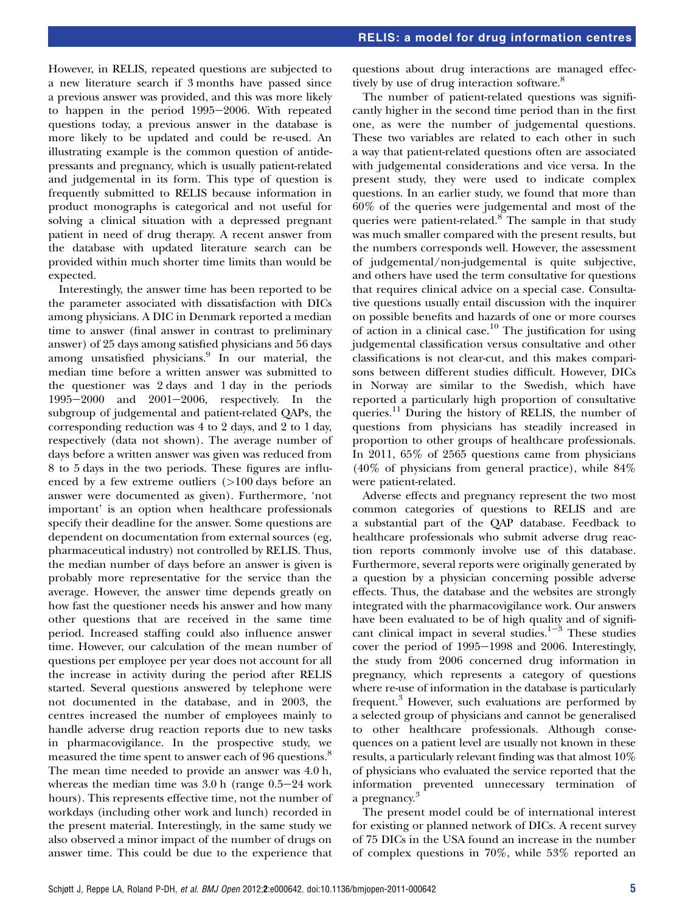However, in RELIS, repeated questions are subjected to a new literature search if 3 months have passed since a previous answer was provided, and this was more likely to happen in the period 1995−2006. With repeated questions today, a previous answer in the database is more likely to be updated and could be re-used. An illustrating example is the common question of antidepressants and pregnancy, which is usually patient-related and judgemental in its form. This type of question is frequently submitted to RELIS because information in product monographs is categorical and not useful for solving a clinical situation with a depressed pregnant patient in need of drug therapy. A recent answer from the database with updated literature search can be provided within much shorter time limits than would be expected.

Interestingly, the answer time has been reported to be the parameter associated with dissatisfaction with DICs among physicians. A DIC in Denmark reported a median time to answer (final answer in contrast to preliminary answer) of 25 days among satisfied physicians and 56 days among unsatisfied physicians.[9] In our material, the median time before a written answer was submitted to the questioner was 2 days and 1 day in the periods 1995−2000 and 2001−2006, respectively. In the subgroup of judgemental and patient-related QAPs, the corresponding reduction was 4 to 2 days, and 2 to 1 day, respectively (data not shown). The average number of days before a written answer was given was reduced from 8 to 5 days in the two periods. These figures are influenced by a few extreme outliers (>100 days before an answer were documented as given). Furthermore, 'not important' is an option when healthcare professionals specify their deadline for the answer. Some questions are dependent on documentation from external sources (eg, pharmaceutical industry) not controlled by RELIS. Thus, the median number of days before an answer is given is probably more representative for the service than the average. However, the answer time depends greatly on how fast the questioner needs his answer and how many other questions that are received in the same time period. Increased staffing could also influence answer time. However, our calculation of the mean number of questions per employee per year does not account for all the increase in activity during the period after RELIS started. Several questions answered by telephone were not documented in the database, and in 2003, the centres increased the number of employees mainly to handle adverse drug reaction reports due to new tasks in pharmacovigilance. In the prospective study, we measured the time spent to answer each of 96 questions.[8] The mean time needed to provide an answer was 4.0 h, whereas the median time was 3.0 h (range 0.5−24 work hours). This represents effective time, not the number of workdays (including other work and lunch) recorded in the present material. Interestingly, in the same study we also observed a minor impact of the number of drugs on answer time. This could be due to the experience that questions about drug interactions are managed effectively by use of drug interaction software.[8]

The number of patient-related questions was significantly higher in the second time period than in the first one, as were the number of judgemental questions. These two variables are related to each other in such a way that patient-related questions often are associated with judgemental considerations and vice versa. In the present study, they were used to indicate complex questions. In an earlier study, we found that more than 60% of the queries were judgemental and most of the queries were patient-related.[8] The sample in that study was much smaller compared with the present results, but the numbers corresponds well. However, the assessment of judgemental/non-judgemental is quite subjective, and others have used the term consultative for questions that requires clinical advice on a special case. Consultative questions usually entail discussion with the inquirer on possible benefits and hazards of one or more courses of action in a clinical case.[10] The justification for using judgemental classification versus consultative and other classifications is not clear-cut, and this makes comparisons between different studies difficult. However, DICs in Norway are similar to the Swedish, which have reported a particularly high proportion of consultative queries.[11] During the history of RELIS, the number of questions from physicians has steadily increased in proportion to other groups of healthcare professionals. In 2011, 65% of 2565 questions came from physicians (40% of physicians from general practice), while 84% were patient-related.

Adverse effects and pregnancy represent the two most common categories of questions to RELIS and are a substantial part of the QAP database. Feedback to healthcare professionals who submit adverse drug reaction reports commonly involve use of this database. Furthermore, several reports were originally generated by a question by a physician concerning possible adverse effects. Thus, the database and the websites are strongly integrated with the pharmacovigilance work. Our answers have been evaluated to be of high quality and of significant clinical impact in several studies.[1−3] These studies cover the period of 1995−1998 and 2006. Interestingly, the study from 2006 concerned drug information in pregnancy, which represents a category of questions where re-use of information in the database is particularly frequent.[3] However, such evaluations are performed by a selected group of physicians and cannot be generalised to other healthcare professionals. Although consequences on a patient level are usually not known in these results, a particularly relevant finding was that almost 10% of physicians who evaluated the service reported that the information prevented unnecessary termination of a pregnancy.[3]

The present model could be of international interest for existing or planned network of DICs. A recent survey of 75 DICs in the USA found an increase in the number of complex questions in 70%, while 53% reported an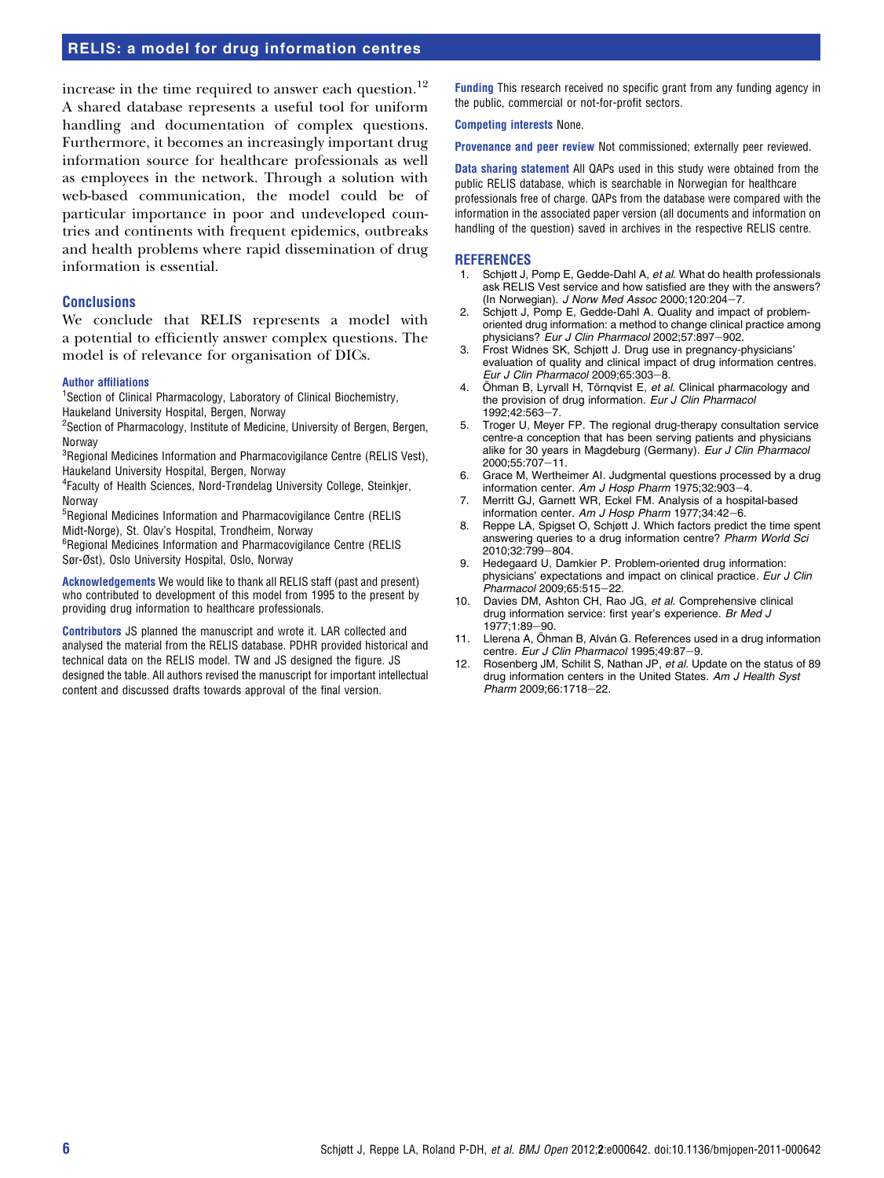increase in the time required to answer each question.[12] A shared database represents a useful tool for uniform handling and documentation of complex questions. Furthermore, it becomes an increasingly important drug information source for healthcare professionals as well as employees in the network. Through a solution with web-based communication, the model could be of particular importance in poor and undeveloped countries and continents with frequent epidemics, outbreaks and health problems where rapid dissemination of drug information is essential.

## Conclusions

We conclude that RELIS represents a model with a potential to efficiently answer complex questions. The model is of relevance for organisation of DICs.

**Author affiliations**
[1]Section of Clinical Pharmacology, Laboratory of Clinical Biochemistry, Haukeland University Hospital, Bergen, Norway
[2]Section of Pharmacology, Institute of Medicine, University of Bergen, Bergen, Norway
[3]Regional Medicines Information and Pharmacovigilance Centre (RELIS Vest), Haukeland University Hospital, Bergen, Norway
[4]Faculty of Health Sciences, Nord-Trøndelag University College, Steinkjer, Norway
[5]Regional Medicines Information and Pharmacovigilance Centre (RELIS Midt-Norge), St. Olav's Hospital, Trondheim, Norway
[6]Regional Medicines Information and Pharmacovigilance Centre (RELIS Sør-Øst), Oslo University Hospital, Oslo, Norway

**Acknowledgements** We would like to thank all RELIS staff (past and present) who contributed to development of this model from 1995 to the present by providing drug information to healthcare professionals.

**Contributors** JS planned the manuscript and wrote it. LAR collected and analysed the material from the RELIS database. PDHR provided historical and technical data on the RELIS model. TW and JS designed the figure. JS designed the table. All authors revised the manuscript for important intellectual content and discussed drafts towards approval of the final version.

**Funding** This research received no specific grant from any funding agency in the public, commercial or not-for-profit sectors.

**Competing interests** None.

**Provenance and peer review** Not commissioned; externally peer reviewed.

**Data sharing statement** All QAPs used in this study were obtained from the public RELIS database, which is searchable in Norwegian for healthcare professionals free of charge. QAPs from the database were compared with the information in the associated paper version (all documents and information on handling of the question) saved in archives in the respective RELIS centre.

## REFERENCES

1. Schjøtt J, Pomp E, Gedde-Dahl A, *et al*. What do health professionals ask RELIS Vest service and how satisfied are they with the answers? (In Norwegian). *J Norw Med Assoc* 2000;120:204–7.
2. Schjøtt J, Pomp E, Gedde-Dahl A. Quality and impact of problem-oriented drug information: a method to change clinical practice among physicians? *Eur J Clin Pharmacol* 2002;57:897–902.
3. Frost Widnes SK, Schjøtt J. Drug use in pregnancy-physicians' evaluation of quality and clinical impact of drug information centres. *Eur J Clin Pharmacol* 2009;65:303–8.
4. Öhman B, Lyrvall H, Törnqvist E, *et al*. Clinical pharmacology and the provision of drug information. *Eur J Clin Pharmacol* 1992;42:563–7.
5. Troger U, Meyer FP. The regional drug-therapy consultation service centre-a conception that has been serving patients and physicians alike for 30 years in Magdeburg (Germany). *Eur J Clin Pharmacol* 2000;55:707–11.
6. Grace M, Wertheimer AI. Judgmental questions processed by a drug information center. *Am J Hosp Pharm* 1975;32:903–4.
7. Merritt GJ, Garnett WR, Eckel FM. Analysis of a hospital-based information center. *Am J Hosp Pharm* 1977;34:42–6.
8. Reppe LA, Spigset O, Schjøtt J. Which factors predict the time spent answering queries to a drug information centre? *Pharm World Sci* 2010;32:799–804.
9. Hedegaard U, Damkier P. Problem-oriented drug information: physicians' expectations and impact on clinical practice. *Eur J Clin Pharmacol* 2009;65:515–22.
10. Davies DM, Ashton CH, Rao JG, *et al*. Comprehensive clinical drug information service: first year's experience. *Br Med J* 1977;1:89–90.
11. Llerena A, Öhman B, Alván G. References used in a drug information centre. *Eur J Clin Pharmacol* 1995;49:87–9.
12. Rosenberg JM, Schilit S, Nathan JP, *et al*. Update on the status of 89 drug information centers in the United States. *Am J Health Syst Pharm* 2009;66:1718–22.